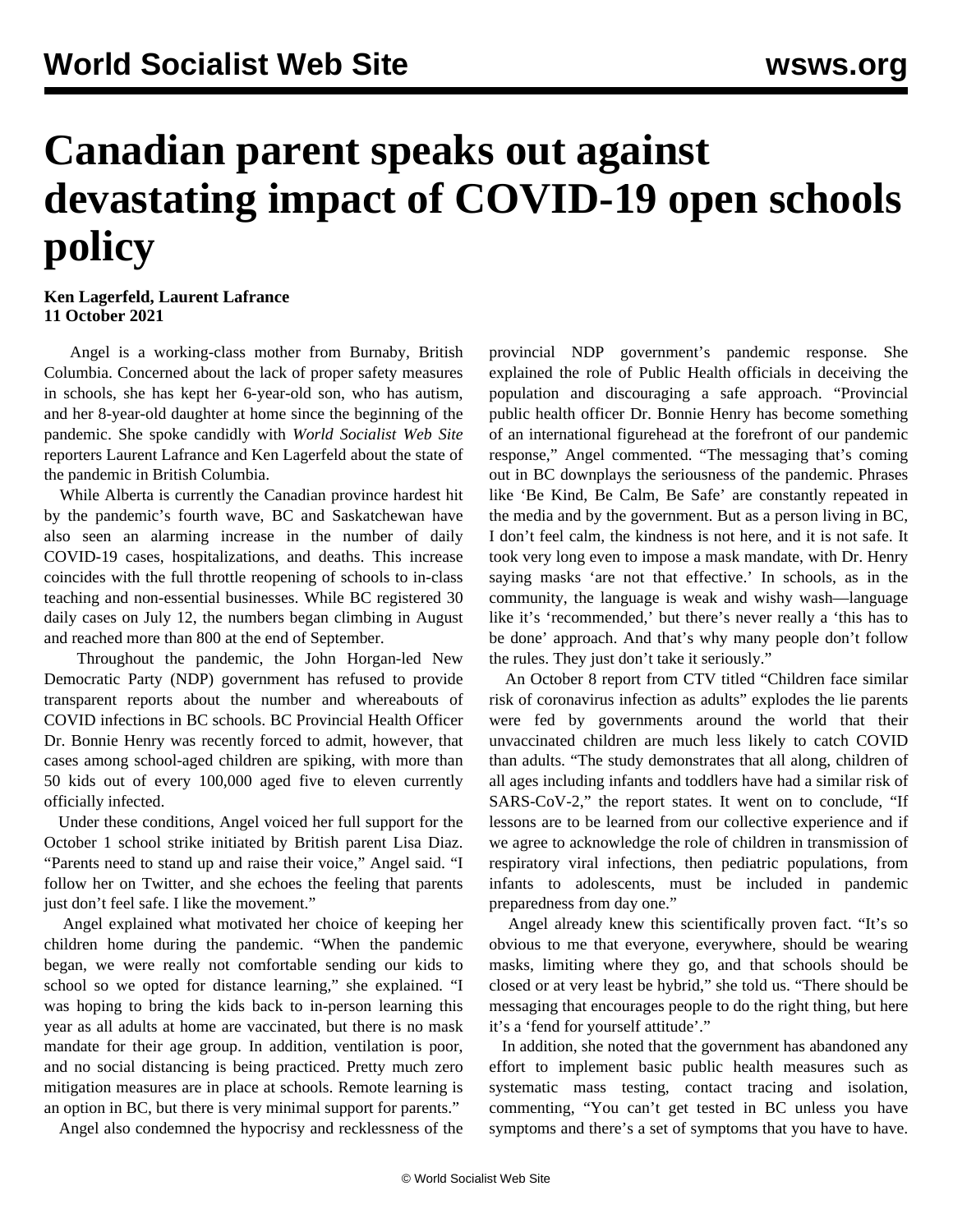# Canadian parent speaks out against devastating impact of COVID-19 open schools policy

**Ken Lagerfeld, Laurent Lafrance**
**11 October 2021**

Angel is a working-class mother from Burnaby, British Columbia. Concerned about the lack of proper safety measures in schools, she has kept her 6-year-old son, who has autism, and her 8-year-old daughter at home since the beginning of the pandemic. She spoke candidly with *World Socialist Web Site* reporters Laurent Lafrance and Ken Lagerfeld about the state of the pandemic in British Columbia.

While Alberta is currently the Canadian province hardest hit by the pandemic's fourth wave, BC and Saskatchewan have also seen an alarming increase in the number of daily COVID-19 cases, hospitalizations, and deaths. This increase coincides with the full throttle reopening of schools to in-class teaching and non-essential businesses. While BC registered 30 daily cases on July 12, the numbers began climbing in August and reached more than 800 at the end of September.

Throughout the pandemic, the John Horgan-led New Democratic Party (NDP) government has refused to provide transparent reports about the number and whereabouts of COVID infections in BC schools. BC Provincial Health Officer Dr. Bonnie Henry was recently forced to admit, however, that cases among school-aged children are spiking, with more than 50 kids out of every 100,000 aged five to eleven currently officially infected.

Under these conditions, Angel voiced her full support for the October 1 school strike initiated by British parent Lisa Diaz. "Parents need to stand up and raise their voice," Angel said. "I follow her on Twitter, and she echoes the feeling that parents just don't feel safe. I like the movement."

Angel explained what motivated her choice of keeping her children home during the pandemic. "When the pandemic began, we were really not comfortable sending our kids to school so we opted for distance learning," she explained. "I was hoping to bring the kids back to in-person learning this year as all adults at home are vaccinated, but there is no mask mandate for their age group. In addition, ventilation is poor, and no social distancing is being practiced. Pretty much zero mitigation measures are in place at schools. Remote learning is an option in BC, but there is very minimal support for parents."

Angel also condemned the hypocrisy and recklessness of the provincial NDP government's pandemic response. She explained the role of Public Health officials in deceiving the population and discouraging a safe approach. "Provincial public health officer Dr. Bonnie Henry has become something of an international figurehead at the forefront of our pandemic response," Angel commented. "The messaging that's coming out in BC downplays the seriousness of the pandemic. Phrases like 'Be Kind, Be Calm, Be Safe' are constantly repeated in the media and by the government. But as a person living in BC, I don't feel calm, the kindness is not here, and it is not safe. It took very long even to impose a mask mandate, with Dr. Henry saying masks 'are not that effective.' In schools, as in the community, the language is weak and wishy wash—language like it's 'recommended,' but there's never really a 'this has to be done' approach. And that's why many people don't follow the rules. They just don't take it seriously."

An October 8 report from CTV titled "Children face similar risk of coronavirus infection as adults" explodes the lie parents were fed by governments around the world that their unvaccinated children are much less likely to catch COVID than adults. "The study demonstrates that all along, children of all ages including infants and toddlers have had a similar risk of SARS-CoV-2," the report states. It went on to conclude, "If lessons are to be learned from our collective experience and if we agree to acknowledge the role of children in transmission of respiratory viral infections, then pediatric populations, from infants to adolescents, must be included in pandemic preparedness from day one."

Angel already knew this scientifically proven fact. "It's so obvious to me that everyone, everywhere, should be wearing masks, limiting where they go, and that schools should be closed or at very least be hybrid," she told us. "There should be messaging that encourages people to do the right thing, but here it's a 'fend for yourself attitude'."

In addition, she noted that the government has abandoned any effort to implement basic public health measures such as systematic mass testing, contact tracing and isolation, commenting, "You can't get tested in BC unless you have symptoms and there's a set of symptoms that you have to have.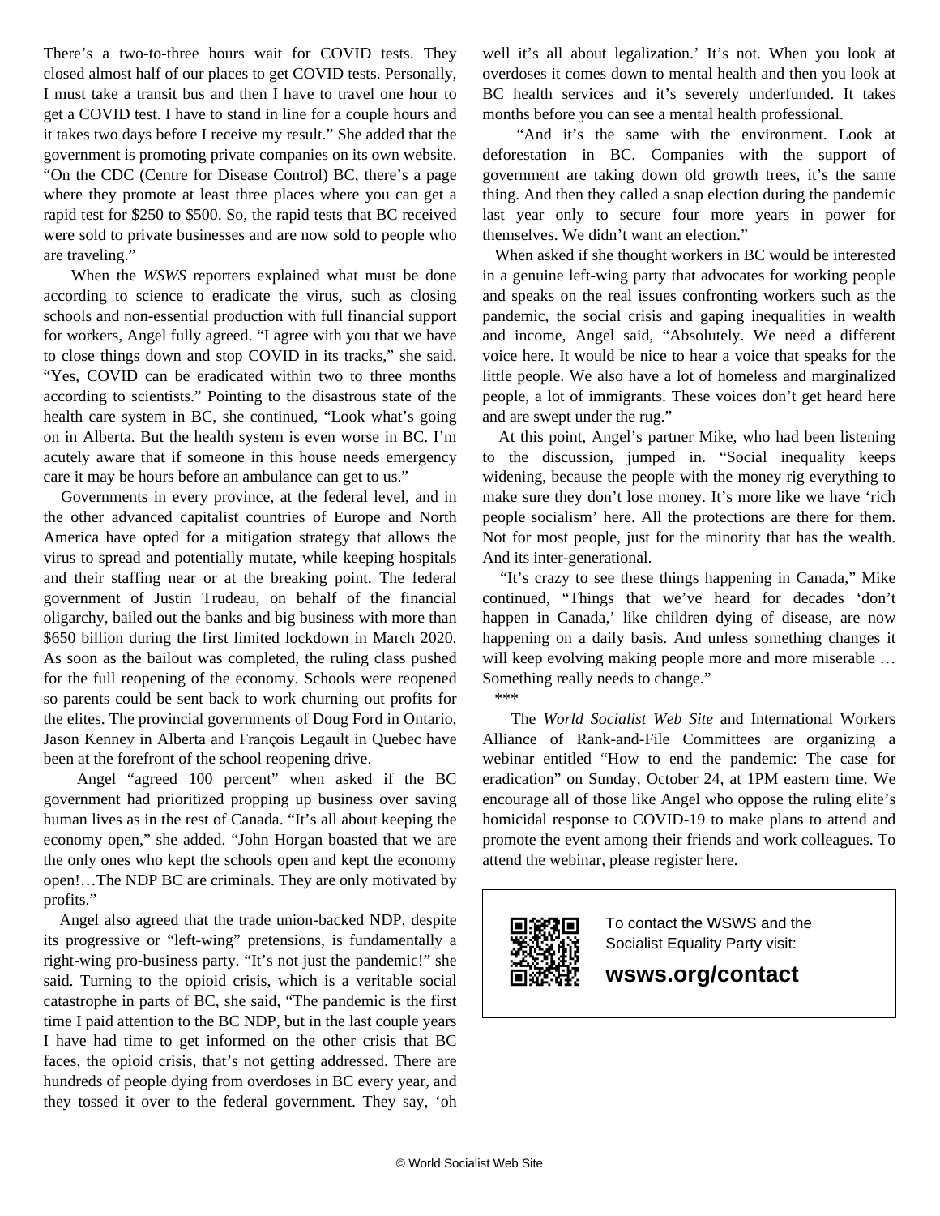There's a two-to-three hours wait for COVID tests. They closed almost half of our places to get COVID tests. Personally, I must take a transit bus and then I have to travel one hour to get a COVID test. I have to stand in line for a couple hours and it takes two days before I receive my result." She added that the government is promoting private companies on its own website. "On the CDC (Centre for Disease Control) BC, there's a page where they promote at least three places where you can get a rapid test for $250 to $500. So, the rapid tests that BC received were sold to private businesses and are now sold to people who are traveling."

When the *WSWS* reporters explained what must be done according to science to eradicate the virus, such as closing schools and non-essential production with full financial support for workers, Angel fully agreed. "I agree with you that we have to close things down and stop COVID in its tracks," she said. "Yes, COVID can be eradicated within two to three months according to scientists." Pointing to the disastrous state of the health care system in BC, she continued, "Look what's going on in Alberta. But the health system is even worse in BC. I'm acutely aware that if someone in this house needs emergency care it may be hours before an ambulance can get to us."

Governments in every province, at the federal level, and in the other advanced capitalist countries of Europe and North America have opted for a mitigation strategy that allows the virus to spread and potentially mutate, while keeping hospitals and their staffing near or at the breaking point. The federal government of Justin Trudeau, on behalf of the financial oligarchy, bailed out the banks and big business with more than $650 billion during the first limited lockdown in March 2020. As soon as the bailout was completed, the ruling class pushed for the full reopening of the economy. Schools were reopened so parents could be sent back to work churning out profits for the elites. The provincial governments of Doug Ford in Ontario, Jason Kenney in Alberta and François Legault in Quebec have been at the forefront of the school reopening drive.

Angel "agreed 100 percent" when asked if the BC government had prioritized propping up business over saving human lives as in the rest of Canada. "It's all about keeping the economy open," she added. "John Horgan boasted that we are the only ones who kept the schools open and kept the economy open!…The NDP BC are criminals. They are only motivated by profits."

Angel also agreed that the trade union-backed NDP, despite its progressive or "left-wing" pretensions, is fundamentally a right-wing pro-business party. "It's not just the pandemic!" she said. Turning to the opioid crisis, which is a veritable social catastrophe in parts of BC, she said, "The pandemic is the first time I paid attention to the BC NDP, but in the last couple years I have had time to get informed on the other crisis that BC faces, the opioid crisis, that's not getting addressed. There are hundreds of people dying from overdoses in BC every year, and they tossed it over to the federal government. They say, 'oh well it's all about legalization.' It's not. When you look at overdoses it comes down to mental health and then you look at BC health services and it's severely underfunded. It takes months before you can see a mental health professional.

"And it's the same with the environment. Look at deforestation in BC. Companies with the support of government are taking down old growth trees, it's the same thing. And then they called a snap election during the pandemic last year only to secure four more years in power for themselves. We didn't want an election."

When asked if she thought workers in BC would be interested in a genuine left-wing party that advocates for working people and speaks on the real issues confronting workers such as the pandemic, the social crisis and gaping inequalities in wealth and income, Angel said, "Absolutely. We need a different voice here. It would be nice to hear a voice that speaks for the little people. We also have a lot of homeless and marginalized people, a lot of immigrants. These voices don't get heard here and are swept under the rug."

At this point, Angel's partner Mike, who had been listening to the discussion, jumped in. "Social inequality keeps widening, because the people with the money rig everything to make sure they don't lose money. It's more like we have 'rich people socialism' here. All the protections are there for them. Not for most people, just for the minority that has the wealth. And its inter-generational.

"It's crazy to see these things happening in Canada," Mike continued, "Things that we've heard for decades 'don't happen in Canada,' like children dying of disease, are now happening on a daily basis. And unless something changes it will keep evolving making people more and more miserable … Something really needs to change."

***

The *World Socialist Web Site* and International Workers Alliance of Rank-and-File Committees are organizing a webinar entitled "How to end the pandemic: The case for eradication" on Sunday, October 24, at 1PM eastern time. We encourage all of those like Angel who oppose the ruling elite's homicidal response to COVID-19 to make plans to attend and promote the event among their friends and work colleagues. To attend the webinar, please register here.

To contact the WSWS and the Socialist Equality Party visit:

**wsws.org/contact**